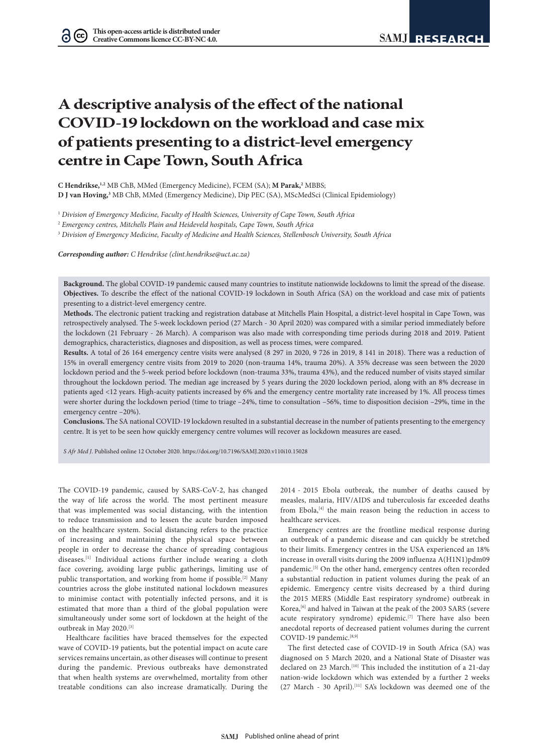# A descriptive analysis of the effect of the national COVID-19 lockdown on the workload and case mix of patients presenting to a district-level emergency centre in Cape Town, South Africa

**C Hendrikse,**[1,2] MB ChB, MMed (Emergency Medicine), FCEM (SA); **M Parak,**[2] MBBS; **D J van Hoving,**[3] MB ChB, MMed (Emergency Medicine), Dip PEC (SA), MScMedSci (Clinical Epidemiology)

[1] *Division of Emergency Medicine, Faculty of Health Sciences, University of Cape Town, South Africa*
[2] *Emergency centres, Mitchells Plain and Heideveld hospitals, Cape Town, South Africa*
[3] *Division of Emergency Medicine, Faculty of Medicine and Health Sciences, Stellenbosch University, South Africa*

***Corresponding author:** C Hendrikse (clint.hendrikse@uct.ac.za)*

**Background.** The global COVID-19 pandemic caused many countries to institute nationwide lockdowns to limit the spread of the disease.
**Objectives.** To describe the effect of the national COVID-19 lockdown in South Africa (SA) on the workload and case mix of patients presenting to a district-level emergency centre.
**Methods.** The electronic patient tracking and registration database at Mitchells Plain Hospital, a district-level hospital in Cape Town, was retrospectively analysed. The 5-week lockdown period (27 March - 30 April 2020) was compared with a similar period immediately before the lockdown (21 February - 26 March). A comparison was also made with corresponding time periods during 2018 and 2019. Patient demographics, characteristics, diagnoses and disposition, as well as process times, were compared.
**Results.** A total of 26 164 emergency centre visits were analysed (8 297 in 2020, 9 726 in 2019, 8 141 in 2018). There was a reduction of 15% in overall emergency centre visits from 2019 to 2020 (non-trauma 14%, trauma 20%). A 35% decrease was seen between the 2020 lockdown period and the 5-week period before lockdown (non-trauma 33%, trauma 43%), and the reduced number of visits stayed similar throughout the lockdown period. The median age increased by 5 years during the 2020 lockdown period, along with an 8% decrease in patients aged <12 years. High-acuity patients increased by 6% and the emergency centre mortality rate increased by 1%. All process times were shorter during the lockdown period (time to triage −24%, time to consultation −56%, time to disposition decision −29%, time in the emergency centre −20%).
**Conclusions.** The SA national COVID-19 lockdown resulted in a substantial decrease in the number of patients presenting to the emergency centre. It is yet to be seen how quickly emergency centre volumes will recover as lockdown measures are eased.

*S Afr Med J*. Published online 12 October 2020. https://doi.org/10.7196/SAMJ.2020.v110i10.15028

The COVID-19 pandemic, caused by SARS-CoV-2, has changed the way of life across the world. The most pertinent measure that was implemented was social distancing, with the intention to reduce transmission and to lessen the acute burden imposed on the healthcare system. Social distancing refers to the practice of increasing and maintaining the physical space between people in order to decrease the chance of spreading contagious diseases.[1] Individual actions further include wearing a cloth face covering, avoiding large public gatherings, limiting use of public transportation, and working from home if possible.[2] Many countries across the globe instituted national lockdown measures to minimise contact with potentially infected persons, and it is estimated that more than a third of the global population were simultaneously under some sort of lockdown at the height of the outbreak in May 2020.[3]

Healthcare facilities have braced themselves for the expected wave of COVID-19 patients, but the potential impact on acute care services remains uncertain, as other diseases will continue to present during the pandemic. Previous outbreaks have demonstrated that when health systems are overwhelmed, mortality from other treatable conditions can also increase dramatically. During the 2014 - 2015 Ebola outbreak, the number of deaths caused by measles, malaria, HIV/AIDS and tuberculosis far exceeded deaths from Ebola,[4] the main reason being the reduction in access to healthcare services.

Emergency centres are the frontline medical response during an outbreak of a pandemic disease and can quickly be stretched to their limits. Emergency centres in the USA experienced an 18% increase in overall visits during the 2009 influenza A(H1N1)pdm09 pandemic.[5] On the other hand, emergency centres often recorded a substantial reduction in patient volumes during the peak of an epidemic. Emergency centre visits decreased by a third during the 2015 MERS (Middle East respiratory syndrome) outbreak in Korea,[6] and halved in Taiwan at the peak of the 2003 SARS (severe acute respiratory syndrome) epidemic.[7] There have also been anecdotal reports of decreased patient volumes during the current COVID-19 pandemic.[8,9]

The first detected case of COVID-19 in South Africa (SA) was diagnosed on 5 March 2020, and a National State of Disaster was declared on 23 March.[10] This included the institution of a 21-day nation-wide lockdown which was extended by a further 2 weeks (27 March - 30 April).[11] SA's lockdown was deemed one of the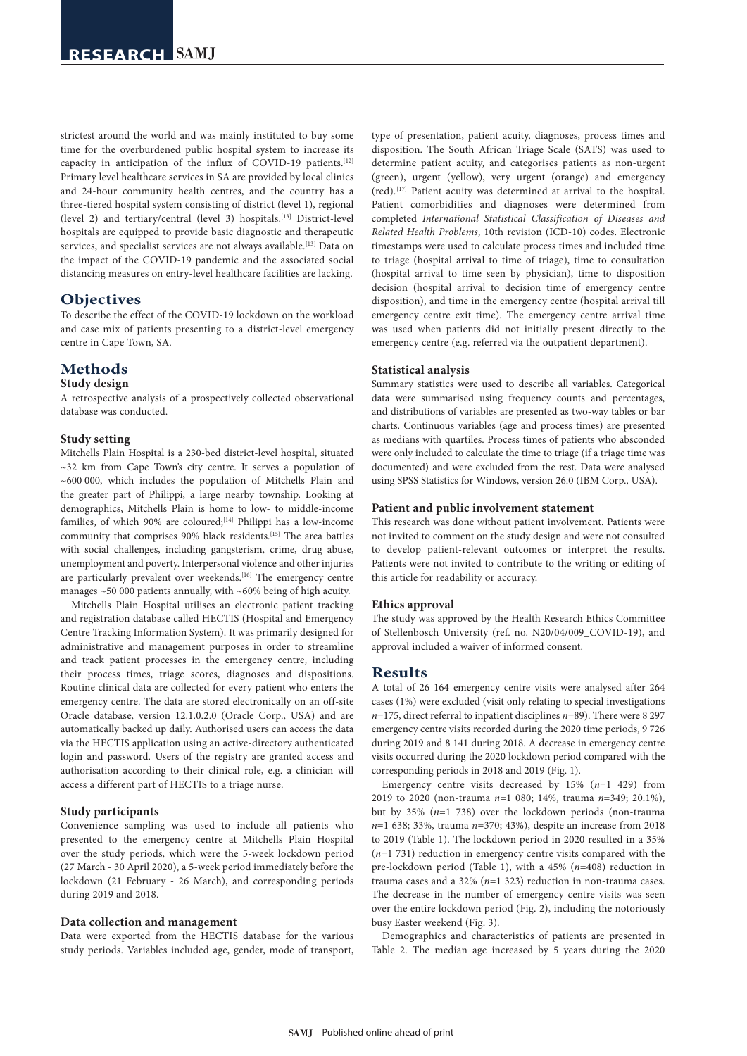strictest around the world and was mainly instituted to buy some time for the overburdened public hospital system to increase its capacity in anticipation of the influx of COVID-19 patients.[12] Primary level healthcare services in SA are provided by local clinics and 24-hour community health centres, and the country has a three-tiered hospital system consisting of district (level 1), regional (level 2) and tertiary/central (level 3) hospitals.[13] District-level hospitals are equipped to provide basic diagnostic and therapeutic services, and specialist services are not always available.[13] Data on the impact of the COVID-19 pandemic and the associated social distancing measures on entry-level healthcare facilities are lacking.

## Objectives

To describe the effect of the COVID-19 lockdown on the workload and case mix of patients presenting to a district-level emergency centre in Cape Town, SA.

## Methods

### Study design

A retrospective analysis of a prospectively collected observational database was conducted.

### Study setting

Mitchells Plain Hospital is a 230-bed district-level hospital, situated ~32 km from Cape Town's city centre. It serves a population of ~600 000, which includes the population of Mitchells Plain and the greater part of Philippi, a large nearby township. Looking at demographics, Mitchells Plain is home to low- to middle-income families, of which 90% are coloured;[14] Philippi has a low-income community that comprises 90% black residents.[15] The area battles with social challenges, including gangsterism, crime, drug abuse, unemployment and poverty. Interpersonal violence and other injuries are particularly prevalent over weekends.[16] The emergency centre manages ~50 000 patients annually, with ~60% being of high acuity.

Mitchells Plain Hospital utilises an electronic patient tracking and registration database called HECTIS (Hospital and Emergency Centre Tracking Information System). It was primarily designed for administrative and management purposes in order to streamline and track patient processes in the emergency centre, including their process times, triage scores, diagnoses and dispositions. Routine clinical data are collected for every patient who enters the emergency centre. The data are stored electronically on an off-site Oracle database, version 12.1.0.2.0 (Oracle Corp., USA) and are automatically backed up daily. Authorised users can access the data via the HECTIS application using an active-directory authenticated login and password. Users of the registry are granted access and authorisation according to their clinical role, e.g. a clinician will access a different part of HECTIS to a triage nurse.

### Study participants

Convenience sampling was used to include all patients who presented to the emergency centre at Mitchells Plain Hospital over the study periods, which were the 5-week lockdown period (27 March - 30 April 2020), a 5-week period immediately before the lockdown (21 February - 26 March), and corresponding periods during 2019 and 2018.

### Data collection and management

Data were exported from the HECTIS database for the various study periods. Variables included age, gender, mode of transport, type of presentation, patient acuity, diagnoses, process times and disposition. The South African Triage Scale (SATS) was used to determine patient acuity, and categorises patients as non-urgent (green), urgent (yellow), very urgent (orange) and emergency (red).[17] Patient acuity was determined at arrival to the hospital. Patient comorbidities and diagnoses were determined from completed *International Statistical Classification of Diseases and Related Health Problems*, 10th revision (ICD-10) codes. Electronic timestamps were used to calculate process times and included time to triage (hospital arrival to time of triage), time to consultation (hospital arrival to time seen by physician), time to disposition decision (hospital arrival to decision time of emergency centre disposition), and time in the emergency centre (hospital arrival till emergency centre exit time). The emergency centre arrival time was used when patients did not initially present directly to the emergency centre (e.g. referred via the outpatient department).

### Statistical analysis

Summary statistics were used to describe all variables. Categorical data were summarised using frequency counts and percentages, and distributions of variables are presented as two-way tables or bar charts. Continuous variables (age and process times) are presented as medians with quartiles. Process times of patients who absconded were only included to calculate the time to triage (if a triage time was documented) and were excluded from the rest. Data were analysed using SPSS Statistics for Windows, version 26.0 (IBM Corp., USA).

### Patient and public involvement statement

This research was done without patient involvement. Patients were not invited to comment on the study design and were not consulted to develop patient-relevant outcomes or interpret the results. Patients were not invited to contribute to the writing or editing of this article for readability or accuracy.

### Ethics approval

The study was approved by the Health Research Ethics Committee of Stellenbosch University (ref. no. N20/04/009_COVID-19), and approval included a waiver of informed consent.

## Results

A total of 26 164 emergency centre visits were analysed after 264 cases (1%) were excluded (visit only relating to special investigations *n*=175, direct referral to inpatient disciplines *n*=89). There were 8 297 emergency centre visits recorded during the 2020 time periods, 9 726 during 2019 and 8 141 during 2018. A decrease in emergency centre visits occurred during the 2020 lockdown period compared with the corresponding periods in 2018 and 2019 (Fig. 1).

Emergency centre visits decreased by 15% (*n*=1 429) from 2019 to 2020 (non-trauma *n*=1 080; 14%, trauma *n*=349; 20.1%), but by 35% (*n*=1 738) over the lockdown periods (non-trauma *n*=1 638; 33%, trauma *n*=370; 43%), despite an increase from 2018 to 2019 (Table 1). The lockdown period in 2020 resulted in a 35% (*n*=1 731) reduction in emergency centre visits compared with the pre-lockdown period (Table 1), with a 45% (*n*=408) reduction in trauma cases and a 32% (*n*=1 323) reduction in non-trauma cases. The decrease in the number of emergency centre visits was seen over the entire lockdown period (Fig. 2), including the notoriously busy Easter weekend (Fig. 3).

Demographics and characteristics of patients are presented in Table 2. The median age increased by 5 years during the 2020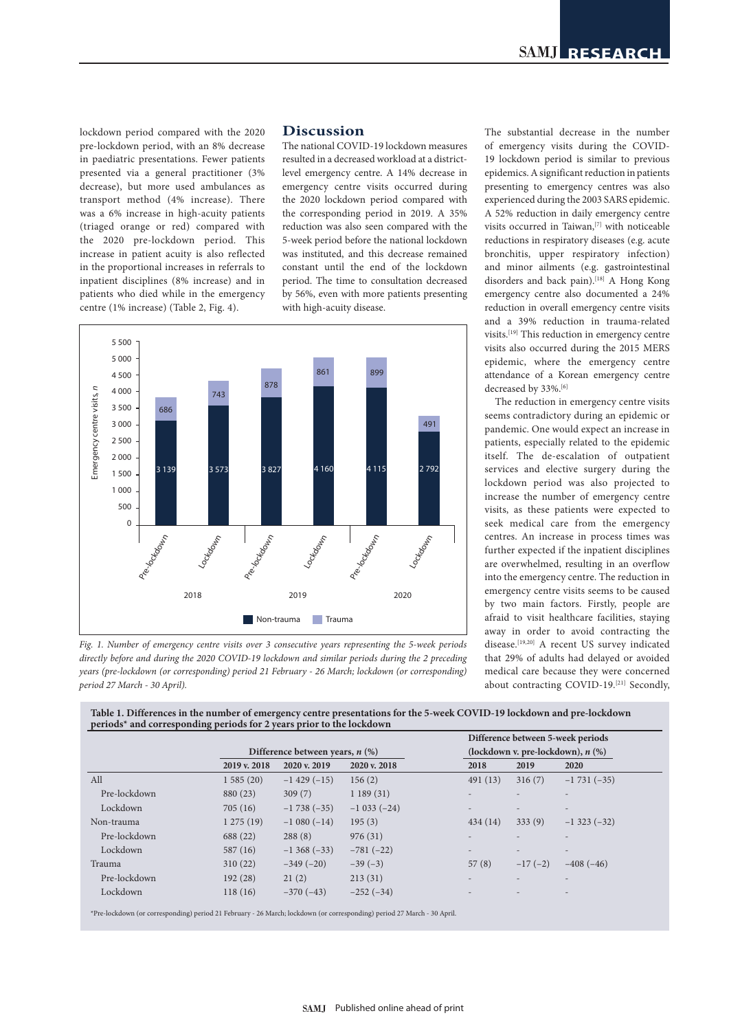lockdown period compared with the 2020 pre-lockdown period, with an 8% decrease in paediatric presentations. Fewer patients presented via a general practitioner (3% decrease), but more used ambulances as transport method (4% increase). There was a 6% increase in high-acuity patients (triaged orange or red) compared with the 2020 pre-lockdown period. This increase in patient acuity is also reflected in the proportional increases in referrals to inpatient disciplines (8% increase) and in patients who died while in the emergency centre (1% increase) (Table 2, Fig. 4).

## Discussion

The national COVID-19 lockdown measures resulted in a decreased workload at a district-level emergency centre. A 14% decrease in emergency centre visits occurred during the 2020 lockdown period compared with the corresponding period in 2019. A 35% reduction was also seen compared with the 5-week period before the national lockdown was instituted, and this decrease remained constant until the end of the lockdown period. The time to consultation decreased by 56%, even with more patients presenting with high-acuity disease.

*Fig. 1. Number of emergency centre visits over 3 consecutive years representing the 5-week periods directly before and during the 2020 COVID-19 lockdown and similar periods during the 2 preceding years (pre-lockdown (or corresponding) period 21 February - 26 March; lockdown (or corresponding) period 27 March - 30 April).*

The substantial decrease in the number of emergency visits during the COVID-19 lockdown period is similar to previous epidemics. A significant reduction in patients presenting to emergency centres was also experienced during the 2003 SARS epidemic. A 52% reduction in daily emergency centre visits occurred in Taiwan,[7] with noticeable reductions in respiratory diseases (e.g. acute bronchitis, upper respiratory infection) and minor ailments (e.g. gastrointestinal disorders and back pain).[18] A Hong Kong emergency centre also documented a 24% reduction in overall emergency centre visits and a 39% reduction in trauma-related visits.[19] This reduction in emergency centre visits also occurred during the 2015 MERS epidemic, where the emergency centre attendance of a Korean emergency centre decreased by 33%.[6]

The reduction in emergency centre visits seems contradictory during an epidemic or pandemic. One would expect an increase in patients, especially related to the epidemic itself. The de-escalation of outpatient services and elective surgery during the lockdown period was also projected to increase the number of emergency centre visits, as these patients were expected to seek medical care from the emergency centres. An increase in process times was further expected if the inpatient disciplines are overwhelmed, resulting in an overflow into the emergency centre. The reduction in emergency centre visits seems to be caused by two main factors. Firstly, people are afraid to visit healthcare facilities, staying away in order to avoid contracting the disease.[19,20] A recent US survey indicated that 29% of adults had delayed or avoided medical care because they were concerned about contracting COVID-19.[21] Secondly,

**Table 1. Differences in the number of emergency centre presentations for the 5-week COVID-19 lockdown and pre-lockdown periods* and corresponding periods for 2 years prior to the lockdown**

| | Difference between years, *n* (%) | | | Difference between 5-week periods (lockdown v. pre-lockdown), *n* (%) | | |
|---|---|---|---|---|---|---|
| | 2019 v. 2018 | 2020 v. 2019 | 2020 v. 2018 | 2018 | 2019 | 2020 |
| All | 1 585 (20) | −1 429 (−15) | 156 (2) | 491 (13) | 316 (7) | −1 731 (−35) |
| Pre-lockdown | 880 (23) | 309 (7) | 1 189 (31) | - | - | - |
| Lockdown | 705 (16) | −1 738 (−35) | −1 033 (−24) | - | - | - |
| Non-trauma | 1 275 (19) | −1 080 (−14) | 195 (3) | 434 (14) | 333 (9) | −1 323 (−32) |
| Pre-lockdown | 688 (22) | 288 (8) | 976 (31) | - | - | - |
| Lockdown | 587 (16) | −1 368 (−33) | −781 (−22) | - | - | - |
| Trauma | 310 (22) | −349 (−20) | −39 (−3) | 57 (8) | −17 (−2) | −408 (−46) |
| Pre-lockdown | 192 (28) | 21 (2) | 213 (31) | - | - | - |
| Lockdown | 118 (16) | −370 (−43) | −252 (−34) | - | - | - |

*Pre-lockdown (or corresponding) period 21 February - 26 March; lockdown (or corresponding) period 27 March - 30 April.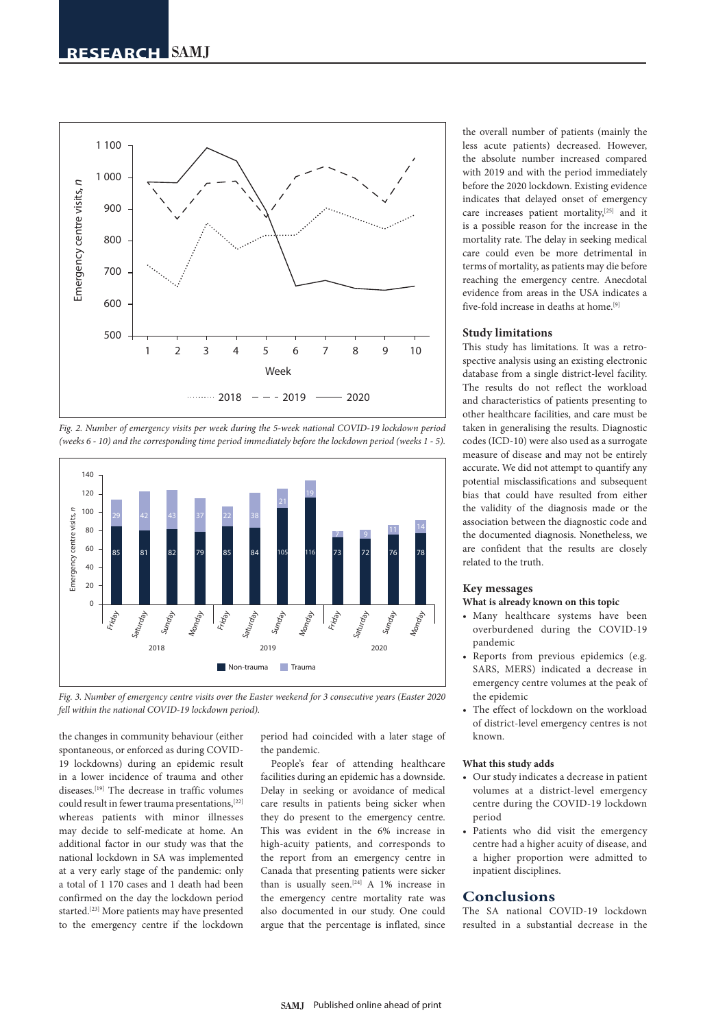Fig. 2. Number of emergency visits per week during the 5-week national COVID-19 lockdown period (weeks 6 - 10) and the corresponding time period immediately before the lockdown period (weeks 1 - 5).

Fig. 3. Number of emergency centre visits over the Easter weekend for 3 consecutive years (Easter 2020 fell within the national COVID-19 lockdown period).

the changes in community behaviour (either spontaneous, or enforced as during COVID-19 lockdowns) during an epidemic result in a lower incidence of trauma and other diseases.[19] The decrease in traffic volumes could result in fewer trauma presentations,[22] whereas patients with minor illnesses may decide to self-medicate at home. An additional factor in our study was that the national lockdown in SA was implemented at a very early stage of the pandemic: only a total of 1 170 cases and 1 death had been confirmed on the day the lockdown period started.[23] More patients may have presented to the emergency centre if the lockdown period had coincided with a later stage of the pandemic.

People's fear of attending healthcare facilities during an epidemic has a downside. Delay in seeking or avoidance of medical care results in patients being sicker when they do present to the emergency centre. This was evident in the 6% increase in high-acuity patients, and corresponds to the report from an emergency centre in Canada that presenting patients were sicker than is usually seen.[24] A 1% increase in the emergency centre mortality rate was also documented in our study. One could argue that the percentage is inflated, since the overall number of patients (mainly the less acute patients) decreased. However, the absolute number increased compared with 2019 and with the period immediately before the 2020 lockdown. Existing evidence indicates that delayed onset of emergency care increases patient mortality,[25] and it is a possible reason for the increase in the mortality rate. The delay in seeking medical care could even be more detrimental in terms of mortality, as patients may die before reaching the emergency centre. Anecdotal evidence from areas in the USA indicates a five-fold increase in deaths at home.[9]

### Study limitations

This study has limitations. It was a retrospective analysis using an existing electronic database from a single district-level facility. The results do not reflect the workload and characteristics of patients presenting to other healthcare facilities, and care must be taken in generalising the results. Diagnostic codes (ICD-10) were also used as a surrogate measure of disease and may not be entirely accurate. We did not attempt to quantify any potential misclassifications and subsequent bias that could have resulted from either the validity of the diagnosis made or the association between the diagnostic code and the documented diagnosis. Nonetheless, we are confident that the results are closely related to the truth.

### Key messages

**What is already known on this topic**

- Many healthcare systems have been overburdened during the COVID-19 pandemic
- Reports from previous epidemics (e.g. SARS, MERS) indicated a decrease in emergency centre volumes at the peak of the epidemic
- The effect of lockdown on the workload of district-level emergency centres is not known.

**What this study adds**

- Our study indicates a decrease in patient volumes at a district-level emergency centre during the COVID-19 lockdown period
- Patients who did visit the emergency centre had a higher acuity of disease, and a higher proportion were admitted to inpatient disciplines.

## Conclusions

The SA national COVID-19 lockdown resulted in a substantial decrease in the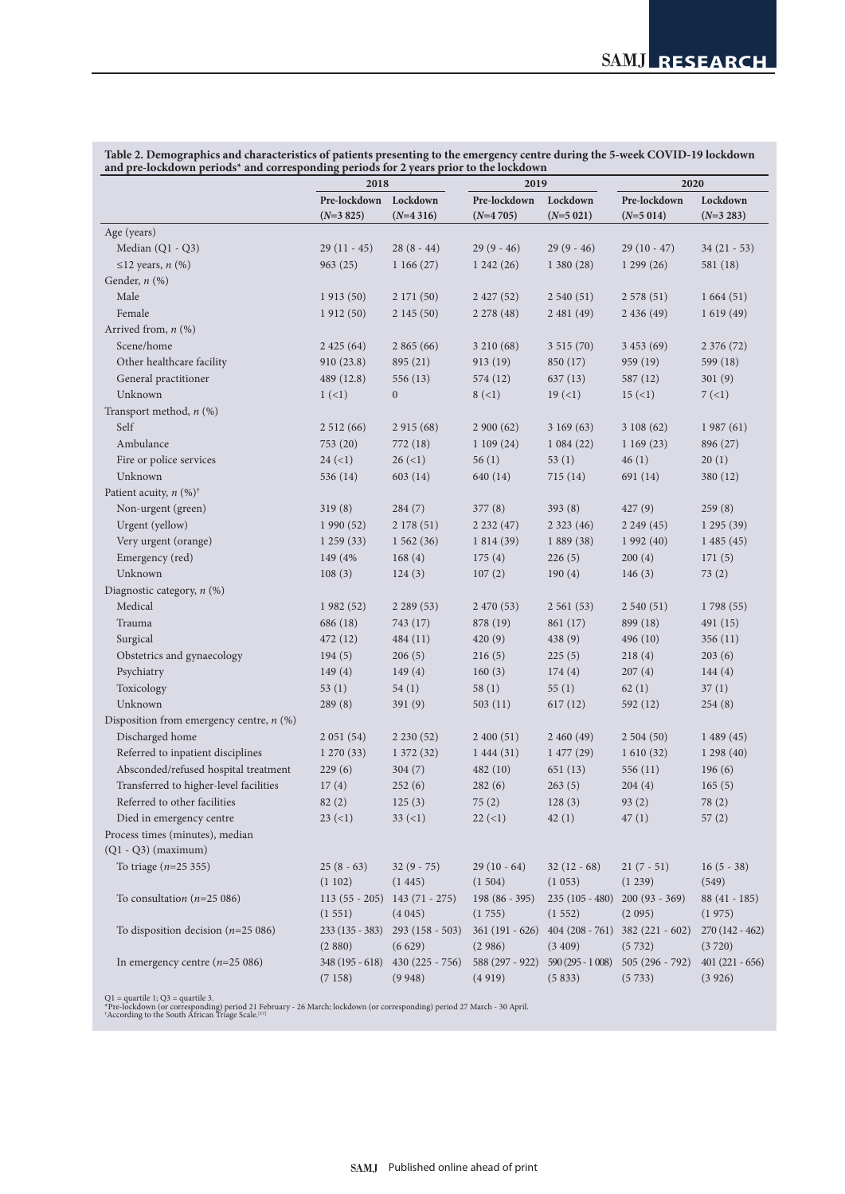**Table 2. Demographics and characteristics of patients presenting to the emergency centre during the 5-week COVID-19 lockdown and pre-lockdown periods\* and corresponding periods for 2 years prior to the lockdown**

| | 2018 | | 2019 | | 2020 | |
|---|---|---|---|---|---|---|
| | Pre-lockdown (*N*=3 825) | Lockdown (*N*=4 316) | Pre-lockdown (*N*=4 705) | Lockdown (*N*=5 021) | Pre-lockdown (*N*=5 014) | Lockdown (*N*=3 283) |
| Age (years) | | | | | | |
| Median (Q1 - Q3) | 29 (11 - 45) | 28 (8 - 44) | 29 (9 - 46) | 29 (9 - 46) | 29 (10 - 47) | 34 (21 - 53) |
| ≤12 years, *n* (%) | 963 (25) | 1 166 (27) | 1 242 (26) | 1 380 (28) | 1 299 (26) | 581 (18) |
| Gender, *n* (%) | | | | | | |
| Male | 1 913 (50) | 2 171 (50) | 2 427 (52) | 2 540 (51) | 2 578 (51) | 1 664 (51) |
| Female | 1 912 (50) | 2 145 (50) | 2 278 (48) | 2 481 (49) | 2 436 (49) | 1 619 (49) |
| Arrived from, *n* (%) | | | | | | |
| Scene/home | 2 425 (64) | 2 865 (66) | 3 210 (68) | 3 515 (70) | 3 453 (69) | 2 376 (72) |
| Other healthcare facility | 910 (23.8) | 895 (21) | 913 (19) | 850 (17) | 959 (19) | 599 (18) |
| General practitioner | 489 (12.8) | 556 (13) | 574 (12) | 637 (13) | 587 (12) | 301 (9) |
| Unknown | 1 (<1) | 0 | 8 (<1) | 19 (<1) | 15 (<1) | 7 (<1) |
| Transport method, *n* (%) | | | | | | |
| Self | 2 512 (66) | 2 915 (68) | 2 900 (62) | 3 169 (63) | 3 108 (62) | 1 987 (61) |
| Ambulance | 753 (20) | 772 (18) | 1 109 (24) | 1 084 (22) | 1 169 (23) | 896 (27) |
| Fire or police services | 24 (<1) | 26 (<1) | 56 (1) | 53 (1) | 46 (1) | 20 (1) |
| Unknown | 536 (14) | 603 (14) | 640 (14) | 715 (14) | 691 (14) | 380 (12) |
| Patient acuity, *n* (%)[†] | | | | | | |
| Non-urgent (green) | 319 (8) | 284 (7) | 377 (8) | 393 (8) | 427 (9) | 259 (8) |
| Urgent (yellow) | 1 990 (52) | 2 178 (51) | 2 232 (47) | 2 323 (46) | 2 249 (45) | 1 295 (39) |
| Very urgent (orange) | 1 259 (33) | 1 562 (36) | 1 814 (39) | 1 889 (38) | 1 992 (40) | 1 485 (45) |
| Emergency (red) | 149 (4% | 168 (4) | 175 (4) | 226 (5) | 200 (4) | 171 (5) |
| Unknown | 108 (3) | 124 (3) | 107 (2) | 190 (4) | 146 (3) | 73 (2) |
| Diagnostic category, *n* (%) | | | | | | |
| Medical | 1 982 (52) | 2 289 (53) | 2 470 (53) | 2 561 (53) | 2 540 (51) | 1 798 (55) |
| Trauma | 686 (18) | 743 (17) | 878 (19) | 861 (17) | 899 (18) | 491 (15) |
| Surgical | 472 (12) | 484 (11) | 420 (9) | 438 (9) | 496 (10) | 356 (11) |
| Obstetrics and gynaecology | 194 (5) | 206 (5) | 216 (5) | 225 (5) | 218 (4) | 203 (6) |
| Psychiatry | 149 (4) | 149 (4) | 160 (3) | 174 (4) | 207 (4) | 144 (4) |
| Toxicology | 53 (1) | 54 (1) | 58 (1) | 55 (1) | 62 (1) | 37 (1) |
| Unknown | 289 (8) | 391 (9) | 503 (11) | 617 (12) | 592 (12) | 254 (8) |
| Disposition from emergency centre, *n* (%) | | | | | | |
| Discharged home | 2 051 (54) | 2 230 (52) | 2 400 (51) | 2 460 (49) | 2 504 (50) | 1 489 (45) |
| Referred to inpatient disciplines | 1 270 (33) | 1 372 (32) | 1 444 (31) | 1 477 (29) | 1 610 (32) | 1 298 (40) |
| Absconded/refused hospital treatment | 229 (6) | 304 (7) | 482 (10) | 651 (13) | 556 (11) | 196 (6) |
| Transferred to higher-level facilities | 17 (4) | 252 (6) | 282 (6) | 263 (5) | 204 (4) | 165 (5) |
| Referred to other facilities | 82 (2) | 125 (3) | 75 (2) | 128 (3) | 93 (2) | 78 (2) |
| Died in emergency centre | 23 (<1) | 33 (<1) | 22 (<1) | 42 (1) | 47 (1) | 57 (2) |
| Process times (minutes), median (Q1 - Q3) (maximum) | | | | | | |
| To triage (*n*=25 355) | 25 (8 - 63) (1 102) | 32 (9 - 75) (1 445) | 29 (10 - 64) (1 504) | 32 (12 - 68) (1 053) | 21 (7 - 51) (1 239) | 16 (5 - 38) (549) |
| To consultation (*n*=25 086) | 113 (55 - 205) (1 551) | 143 (71 - 275) (4 045) | 198 (86 - 395) (1 755) | 235 (105 - 480) (1 552) | 200 (93 - 369) (2 095) | 88 (41 - 185) (1 975) |
| To disposition decision (*n*=25 086) | 233 (135 - 383) (2 880) | 293 (158 - 503) (6 629) | 361 (191 - 626) (2 986) | 404 (208 - 761) (3 409) | 382 (221 - 602) (5 732) | 270 (142 - 462) (3 720) |
| In emergency centre (*n*=25 086) | 348 (195 - 618) (7 158) | 430 (225 - 756) (9 948) | 588 (297 - 922) (4 919) | 590 (295 - 1 008) (5 833) | 505 (296 - 792) (5 733) | 401 (221 - 656) (3 926) |

Q1 = quartile 1; Q3 = quartile 3.
\*Pre-lockdown (or corresponding) period 21 February - 26 March; lockdown (or corresponding) period 27 March - 30 April.
†According to the South African Triage Scale.[17]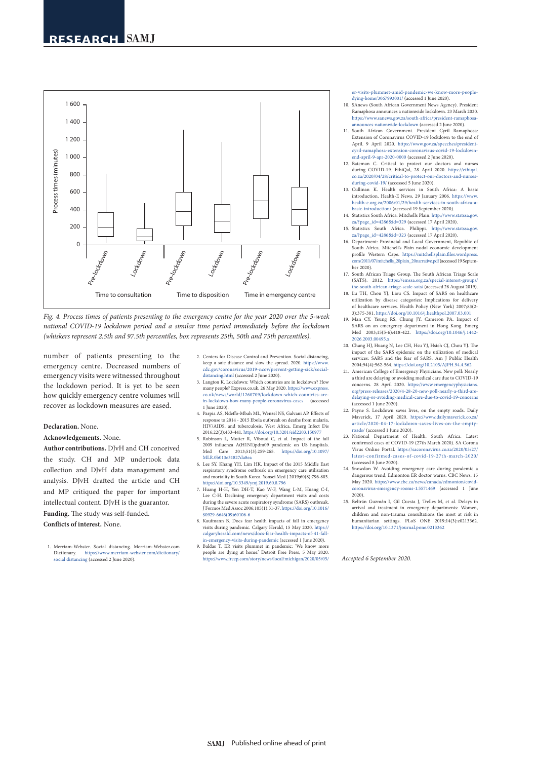1 600
1 400
1 200
1 000
800
600
400
200
0

Process times (minutes)

Pre-lockdown
Lockdown
Pre-lockdown
Lockdown
Pre-lockdown
Lockdown

Time to consultation
Time to disposition
Time in emergency centre

*Fig. 4. Process times of patients presenting to the emergency centre for the year 2020 over the 5-week national COVID-19 lockdown period and a similar time period immediately before the lockdown (whiskers represent 2.5th and 97.5th percentiles, box represents 25th, 50th and 75th percentiles).*

number of patients presenting to the emergency centre. Decreased numbers of emergency visits were witnessed throughout the lockdown period. It is yet to be seen how quickly emergency centre volumes will recover as lockdown measures are eased.

**Declaration.** None.

**Acknowledgements.** None.

**Author contributions.** DJvH and CH conceived the study. CH and MP undertook data collection and DJvH data management and analysis. DJvH drafted the article and CH and MP critiqued the paper for important intellectual content. DJvH is the guarantor.

**Funding.** The study was self-funded.

**Conflicts of interest.** None.

1. Merriam-Webster. Social distancing. Merriam-Webster.com Dictionary. https://www.merriam-webster.com/dictionary/social distancing (accessed 2 June 2020).
2. Centers for Disease Control and Prevention. Social distancing, keep a safe distance and slow the spread. 2020. https://www.cdc.gov/coronavirus/2019-ncov/prevent-getting-sick/social-distancing.html (accessed 2 June 2020).
3. Langton K. Lockdown: Which countries are in lockdown? How many people? Express.co.uk, 26 May 2020. https://www.express.co.uk/news/world/1260709/lockdown-which-countries-are-in-lockdown-how-many-people-coronavirus-cases (accessed 1 June 2020).
4. Parpia AS, Ndeffo-Mbah ML, Wenzel NS, Galvani AP. Effects of response to 2014 - 2015 Ebola outbreak on deaths from malaria, HIV/AIDS, and tuberculosis, West Africa. Emerg Infect Dis 2016;22(3):433-441. https://doi.org/10.3201/eid2203.150977
5. Rubinson L, Mutter R, Viboud C, et al. Impact of the fall 2009 influenza A(H1N1)pdm09 pandemic on US hospitals. Med Care 2013;51(3):259-265. https://doi.org/10.1097/MLR.0b013e31827da8ea
6. Lee SY, Khang YH, Lim HK. Impact of the 2015 Middle East respiratory syndrome outbreak on emergency care utilization and mortality in South Korea. Yonsei Med J 2019;60(8):796-803. https://doi.org/10.3349/ymj.2019.60.8.796
7. Huang H-H, Yen DH-T, Kao W-F, Wang L-M, Huang C-I, Lee C-H. Declining emergency department visits and costs during the severe acute respiratory syndrome (SARS) outbreak. J Formos Med Assoc 2006;105(1):31-37. https://doi.org/10.1016/S0929-6646(09)60106-6
8. Kaufmann B. Docs fear health impacts of fall in emergency visits during pandemic. Calgary Herald, 15 May 2020. https://calgaryherald.com/news/docs-fear-health-impacts-of-41-fall-in-emergency-visits-during-pandemic (accessed 1 June 2020).
9. Baldas T. ER visits plummet in pandemic: 'We know more people are dying at home.' Detroit Free Press, 5 May 2020. https://www.freep.com/story/news/local/michigan/2020/05/05/er-visits-plummet-amid-pandemic-we-know-more-people-dying-home/3067993001/ (accessed 1 June 2020).
10. SAnews (South African Government News Agency). President Ramaphosa announces a nationwide lockdown. 23 March 2020. https://www.sanews.gov.za/south-africa/president-ramaphosa-announces-nationwide-lockdown (accessed 2 June 2020).
11. South African Government. President Cyril Ramaphosa: Extension of Coronavirus COVID-19 lockdown to the end of April. 9 April 2020. https://www.gov.za/speeches/president-cyril-ramaphosa-extension-coronavirus-covid-19-lockdown-end-april-9-apr-2020-0000 (accessed 2 June 2020).
12. Bateman C. Critical to protect our doctors and nurses during COVID-19. EthiQal, 28 April 2020. https://ethiqal.co.za/2020/04/28/critical-to-protect-our-doctors-and-nurses-during-covid-19/ (accessed 5 June 2020).
13. Cullinan K. Health services in South Africa: A basic introduction. Health-E News, 29 January 2006. https://www.health-e.org.za/2006/01/29/health-services-in-south-africa-a-basic-introduction/ (accessed 19 September 2020).
14. Statistics South Africa. Mitchells Plain. http://www.statssa.gov.za/?page_id=4286&id=329 (accessed 17 April 2020).
15. Statistics South Africa. Philippi. http://www.statssa.gov.za/?page_id=4286&id=323 (accessed 17 April 2020).
16. Department: Provincial and Local Government, Republic of South Africa. Mitchell's Plain nodal economic development profile Western Cape. https://mitchellsplain.files.wordpress.com/2011/07/mitchells_20plain_20narrative.pdf (accessed 19 September 2020).
17. South African Triage Group. The South African Triage Scale (SATS). 2012. https://emssa.org.za/special-interest-groups/the-south-african-triage-scale-sats/ (accessed 28 August 2019).
18. Lu TH, Chou YJ, Liou CS. Impact of SARS on healthcare utilization by disease categories: Implications for delivery of healthcare services. Health Policy (New York) 2007;83(2-3):375-381. https://doi.org/10.1016/j.healthpol.2007.03.001
19. Man CY, Yeung RS, Chung JY, Cameron PA. Impact of SARS on an emergency department in Hong Kong. Emerg Med 2003;15(5-6):418-422. https://doi.org/10.1046/j.1442-2026.2003.00495.x
20. Chang HJ, Huang N, Lee CH, Hsu YJ, Hsieh CJ, Chou YJ. The impact of the SARS epidemic on the utilization of medical services: SARS and the fear of SARS. Am J Public Health 2004;94(4):562-564. https://doi.org/10.2105/AJPH.94.4.562
21. American College of Emergency Physicians. New poll: Nearly a third are delaying or avoiding medical care due to COVID-19 concerns. 28 April 2020. https://www.emergencyphysicians.org/press-releases/2020/4-28-20-new-poll-nearly-a-third-are-delaying-or-avoiding-medical-care-due-to-covid-19-concerns (accessed 1 June 2020).
22. Payne S. Lockdown saves lives, on the empty roads. Daily Maverick, 17 April 2020. https://www.dailymaverick.co.za/article/2020-04-17-lockdown-saves-lives-on-the-empty-roads/ (accessed 1 June 2020).
23. National Department of Health, South Africa. Latest confirmed cases of COVID-19 (27th March 2020). SA Corona Virus Online Portal. https://sacoronavirus.co.za/2020/03/27/latest-confirmed-cases-of-covid-19-27th-march-2020/ (accessed 8 June 2020).
24. Snowdon W. Avoiding emergency care during pandemic a dangerous trend, Edmonton ER doctor warns. CBC News, 15 May 2020. https://www.cbc.ca/news/canada/edmonton/covid-coronavirus-emergency-rooms-1.5571469 (accessed 1 June 2020).
25. Beltrán Guzmán I, Gil Cuesta J, Trelles M, et al. Delays in arrival and treatment in emergency departments: Women, children and non-trauma consultations the most at risk in humanitarian settings. PLoS ONE 2019;14(3):e0213362. https://doi.org/10.1371/journal.pone.0213362

*Accepted 6 September 2020.*